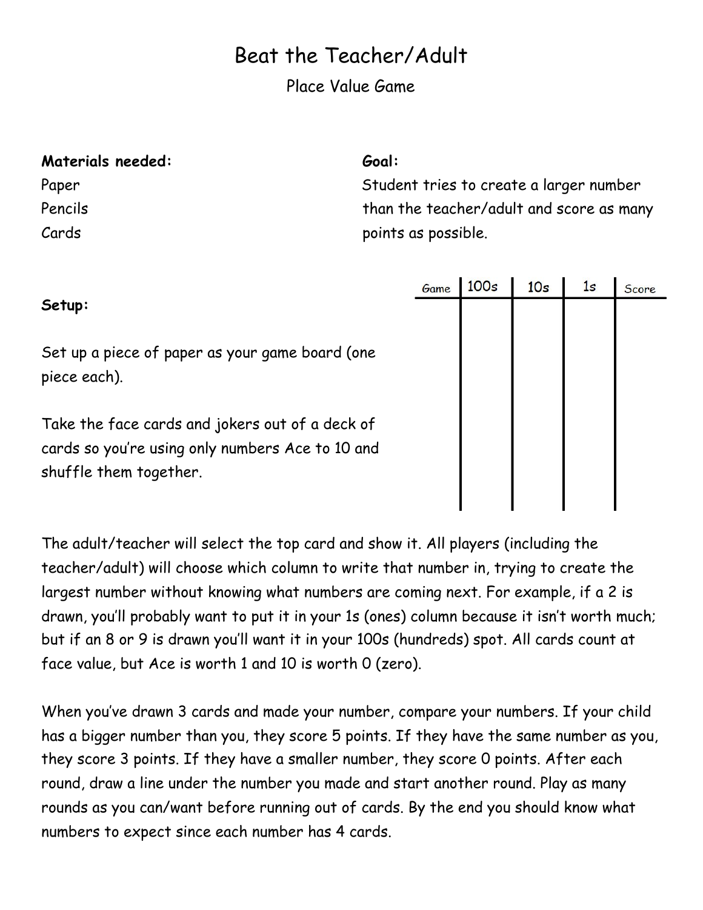# Beat the Teacher/Adult

## Place Value Game

**Materials needed:**

Paper
Pencils
Cards

**Goal:**

Student tries to create a larger number than the teacher/adult and score as many points as possible.

**Setup:**

Set up a piece of paper as your game board (one piece each).

| Game | 100s | 10s | 1s | Score |
|---|---|---|---|---|
| | | | | |

Take the face cards and jokers out of a deck of cards so you're using only numbers Ace to 10 and shuffle them together.

The adult/teacher will select the top card and show it. All players (including the teacher/adult) will choose which column to write that number in, trying to create the largest number without knowing what numbers are coming next. For example, if a 2 is drawn, you'll probably want to put it in your 1s (ones) column because it isn't worth much; but if an 8 or 9 is drawn you'll want it in your 100s (hundreds) spot. All cards count at face value, but Ace is worth 1 and 10 is worth 0 (zero).

When you've drawn 3 cards and made your number, compare your numbers. If your child has a bigger number than you, they score 5 points. If they have the same number as you, they score 3 points. If they have a smaller number, they score 0 points. After each round, draw a line under the number you made and start another round. Play as many rounds as you can/want before running out of cards. By the end you should know what numbers to expect since each number has 4 cards.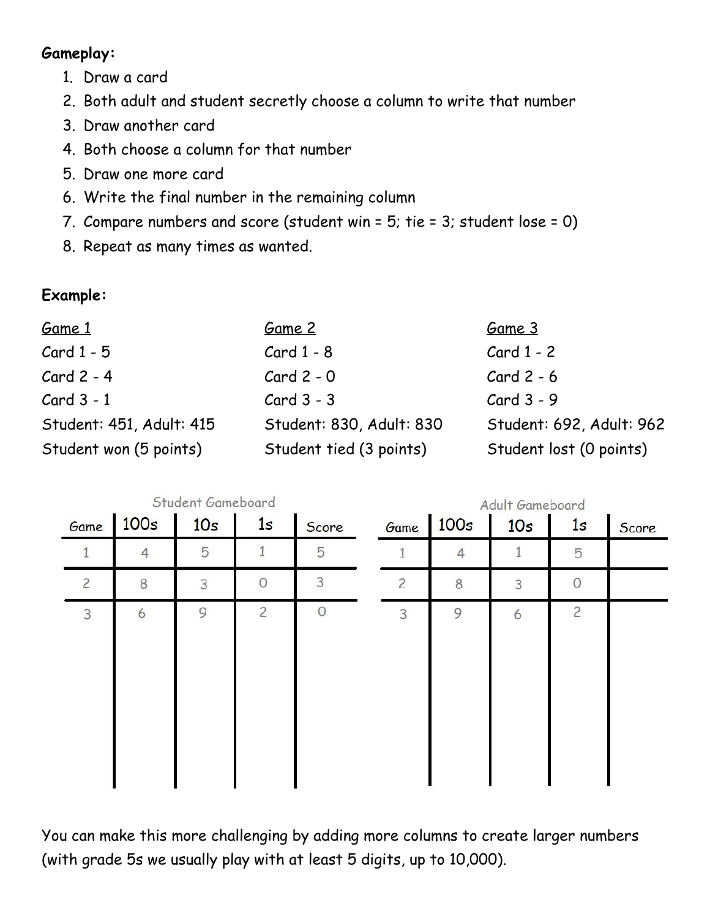**Gameplay:**

1. Draw a card
2. Both adult and student secretly choose a column to write that number
3. Draw another card
4. Both choose a column for that number
5. Draw one more card
6. Write the final number in the remaining column
7. Compare numbers and score (student win = 5; tie = 3; student lose = 0)
8. Repeat as many times as wanted.

**Example:**

Game 1
Card 1 - 5
Card 2 - 4
Card 3 - 1
Student: 451, Adult: 415
Student won (5 points)

Game 2
Card 1 - 8
Card 2 - 0
Card 3 - 3
Student: 830, Adult: 830
Student tied (3 points)

Game 3
Card 1 - 2
Card 2 - 6
Card 3 - 9
Student: 692, Adult: 962
Student lost (0 points)

Student Gameboard

| Game | 100s | 10s | 1s | Score |
|---|---|---|---|---|
| 1 | 4 | 5 | 1 | 5 |
| 2 | 8 | 3 | 0 | 3 |
| 3 | 6 | 9 | 2 | 0 |
| | | | | |

Adult Gameboard

| Game | 100s | 10s | 1s | Score |
|---|---|---|---|---|
| 1 | 4 | 1 | 5 | |
| 2 | 8 | 3 | 0 | |
| 3 | 9 | 6 | 2 | |
| | | | | |

You can make this more challenging by adding more columns to create larger numbers (with grade 5s we usually play with at least 5 digits, up to 10,000).